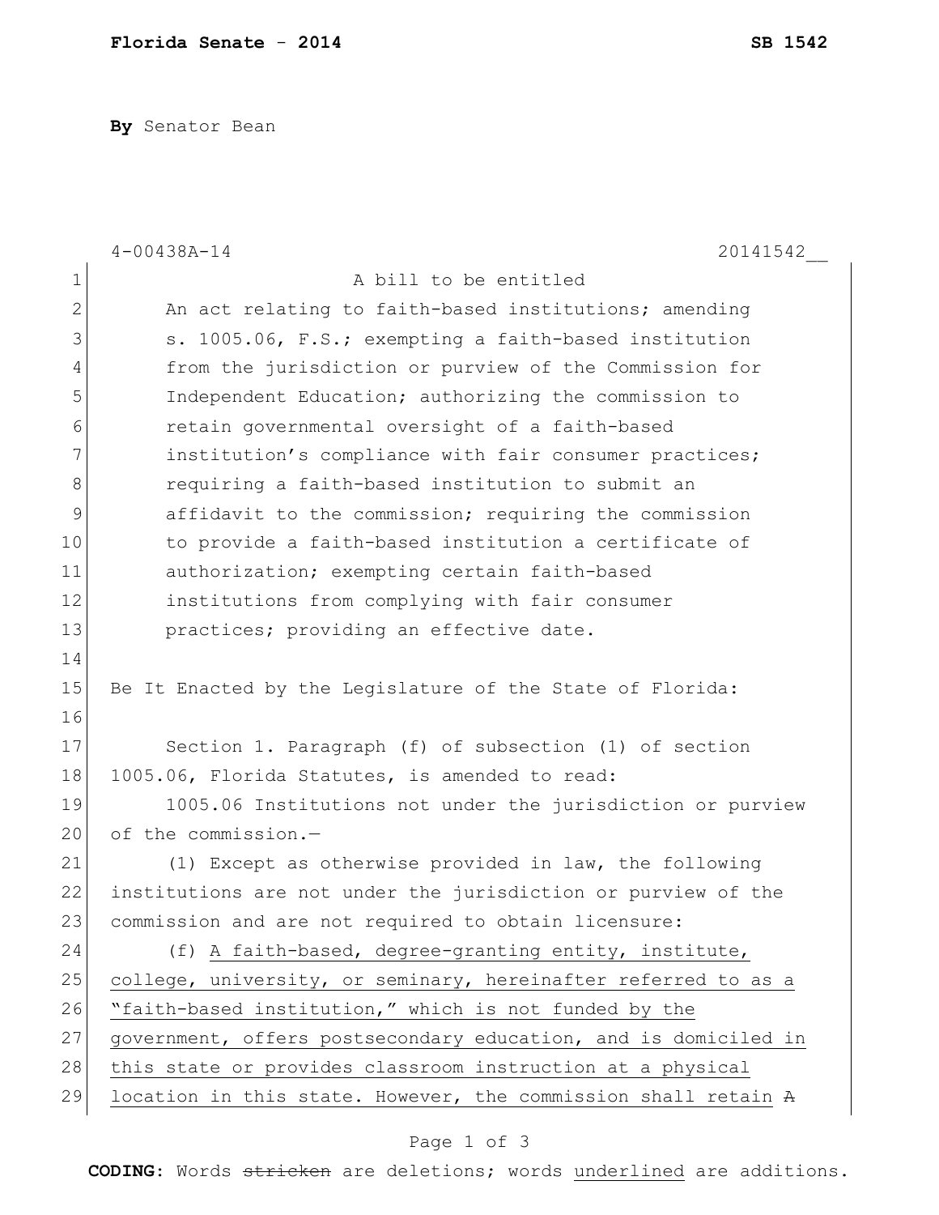**By** Senator Bean

4-00438A-14 20141542__

A bill to be entitled

An act relating to faith-based institutions; amending s. 1005.06, F.S.; exempting a faith-based institution from the jurisdiction or purview of the Commission for Independent Education; authorizing the commission to retain governmental oversight of a faith-based institution's compliance with fair consumer practices; requiring a faith-based institution to submit an affidavit to the commission; requiring the commission to provide a faith-based institution a certificate of authorization; exempting certain faith-based institutions from complying with fair consumer practices; providing an effective date.

Be It Enacted by the Legislature of the State of Florida:

Section 1. Paragraph (f) of subsection (1) of section 1005.06, Florida Statutes, is amended to read:

1005.06 Institutions not under the jurisdiction or purview of the commission.—

(1) Except as otherwise provided in law, the following institutions are not under the jurisdiction or purview of the commission and are not required to obtain licensure:

(f) <u>A faith-based, degree-granting entity, institute, college, university, or seminary, hereinafter referred to as a "faith-based institution," which is not funded by the government, offers postsecondary education, and is domiciled in this state or provides classroom instruction at a physical location in this state. However, the commission shall retain</u> ~~A~~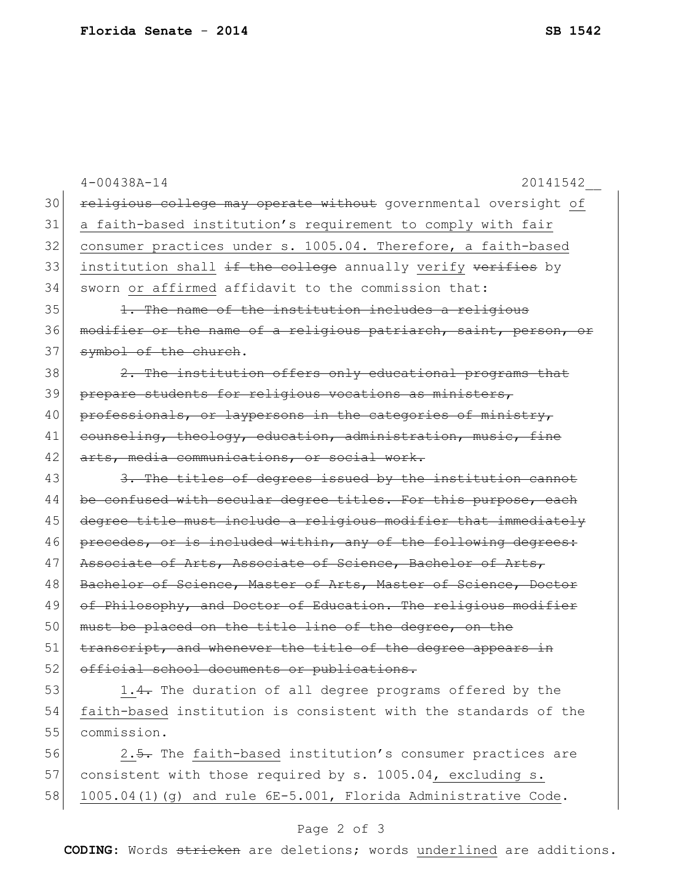4-00438A-14 20141542__

30 ~~religious college may operate without~~ governmental oversight of
31 a faith-based institution's requirement to comply with fair
32 consumer practices under s. 1005.04. Therefore, a faith-based
33 institution shall ~~if the college~~ annually verify ~~verifies~~ by
34 sworn or affirmed affidavit to the commission that:

35 ~~1. The name of the institution includes a religious~~
36 ~~modifier or the name of a religious patriarch, saint, person, or~~
37 ~~symbol of the church~~.

38 ~~2. The institution offers only educational programs that~~
39 ~~prepare students for religious vocations as ministers,~~
40 ~~professionals, or laypersons in the categories of ministry,~~
41 ~~counseling, theology, education, administration, music, fine~~
42 ~~arts, media communications, or social work.~~

43 ~~3. The titles of degrees issued by the institution cannot~~
44 ~~be confused with secular degree titles. For this purpose, each~~
45 ~~degree title must include a religious modifier that immediately~~
46 ~~precedes, or is included within, any of the following degrees:~~
47 ~~Associate of Arts, Associate of Science, Bachelor of Arts,~~
48 ~~Bachelor of Science, Master of Arts, Master of Science, Doctor~~
49 ~~of Philosophy, and Doctor of Education. The religious modifier~~
50 ~~must be placed on the title line of the degree, on the~~
51 ~~transcript, and whenever the title of the degree appears in~~
52 ~~official school documents or publications.~~

53 1.~~4.~~ The duration of all degree programs offered by the
54 faith-based institution is consistent with the standards of the
55 commission.

56 2.~~5.~~ The faith-based institution's consumer practices are
57 consistent with those required by s. 1005.04, excluding s.
58 1005.04(1)(g) and rule 6E-5.001, Florida Administrative Code.

**CODING:** Words ~~stricken~~ are deletions; words underlined are additions.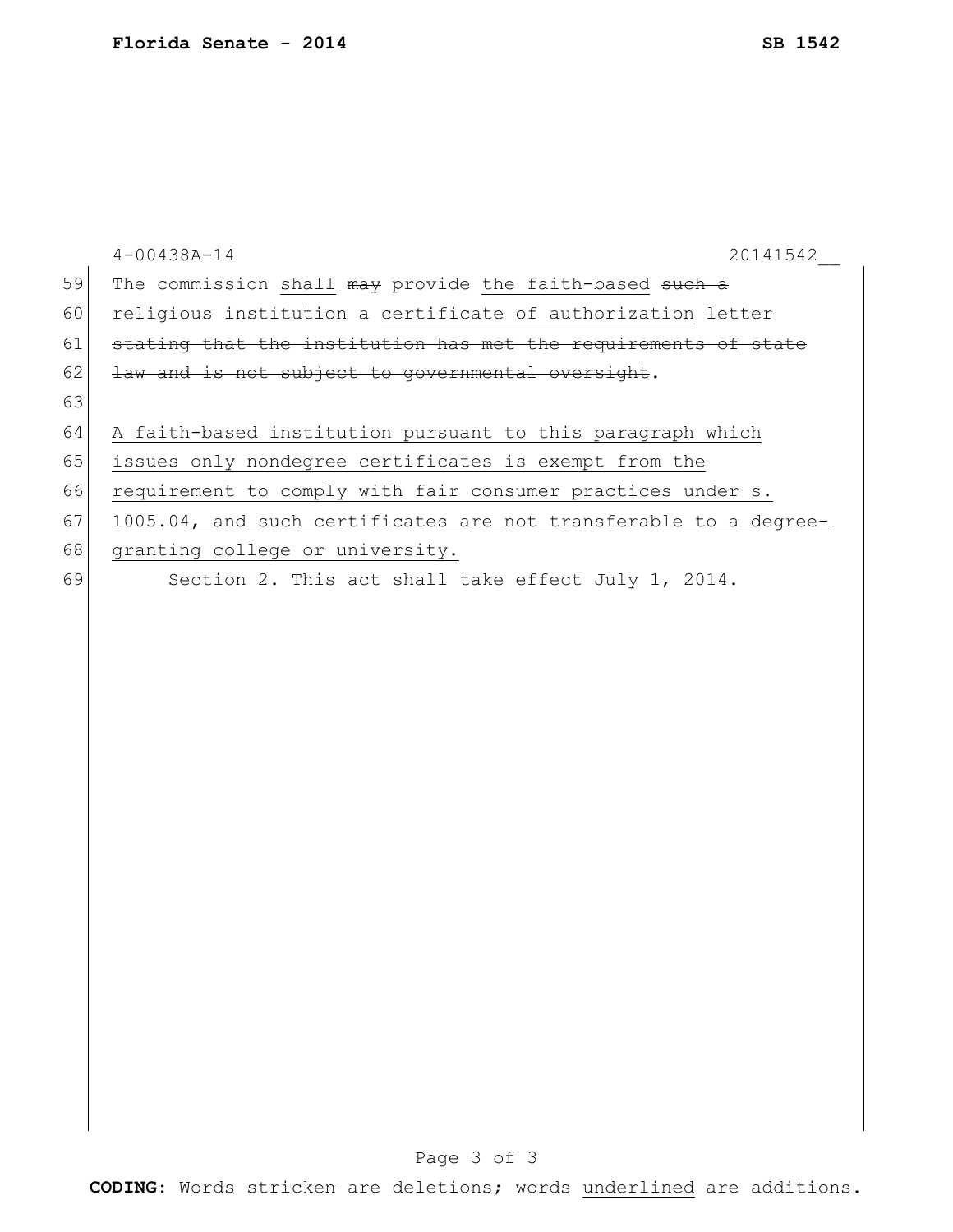4-00438A-14 20141542__

59 The commission shall ~~may~~ provide the faith-based ~~such a~~
60 ~~religious~~ institution a certificate of authorization ~~letter~~
61 ~~stating that the institution has met the requirements of state~~
62 ~~law and is not subject to governmental oversight~~.
63
64 A faith-based institution pursuant to this paragraph which
65 issues only nondegree certificates is exempt from the
66 requirement to comply with fair consumer practices under s.
67 1005.04, and such certificates are not transferable to a degree-
68 granting college or university.
69 Section 2. This act shall take effect July 1, 2014.

**CODING:** Words ~~stricken~~ are deletions; words <u>underlined</u> are additions.